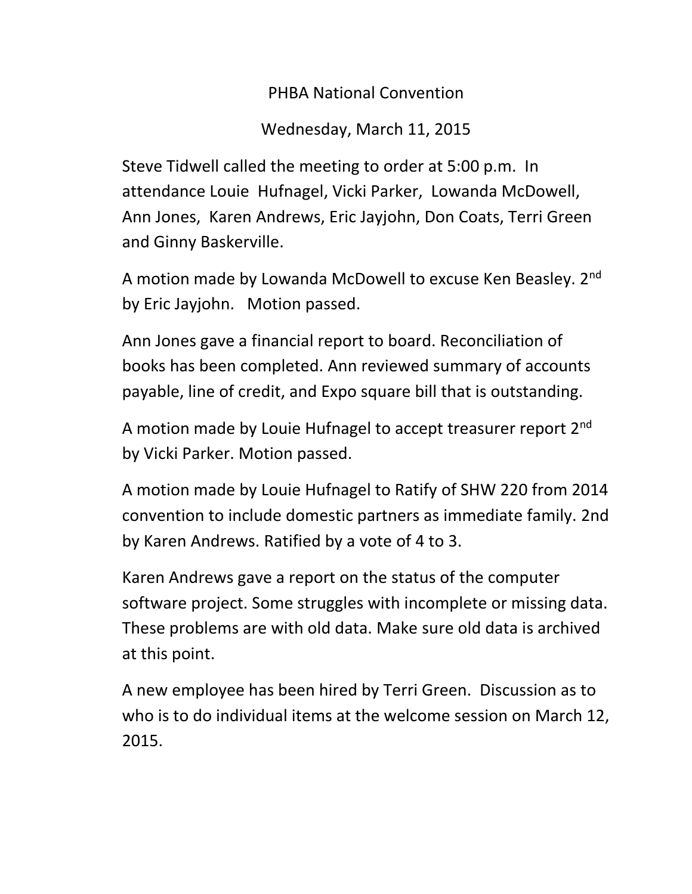PHBA National Convention

Wednesday, March 11, 2015

Steve Tidwell called the meeting to order at 5:00 p.m. In attendance Louie Hufnagel, Vicki Parker, Lowanda McDowell, Ann Jones, Karen Andrews, Eric Jayjohn, Don Coats, Terri Green and Ginny Baskerville.

A motion made by Lowanda McDowell to excuse Ken Beasley. 2nd by Eric Jayjohn. Motion passed.

Ann Jones gave a financial report to board. Reconciliation of books has been completed. Ann reviewed summary of accounts payable, line of credit, and Expo square bill that is outstanding.

A motion made by Louie Hufnagel to accept treasurer report 2nd by Vicki Parker. Motion passed.

A motion made by Louie Hufnagel to Ratify of SHW 220 from 2014 convention to include domestic partners as immediate family. 2nd by Karen Andrews. Ratified by a vote of 4 to 3.

Karen Andrews gave a report on the status of the computer software project. Some struggles with incomplete or missing data. These problems are with old data. Make sure old data is archived at this point.

A new employee has been hired by Terri Green. Discussion as to who is to do individual items at the welcome session on March 12, 2015.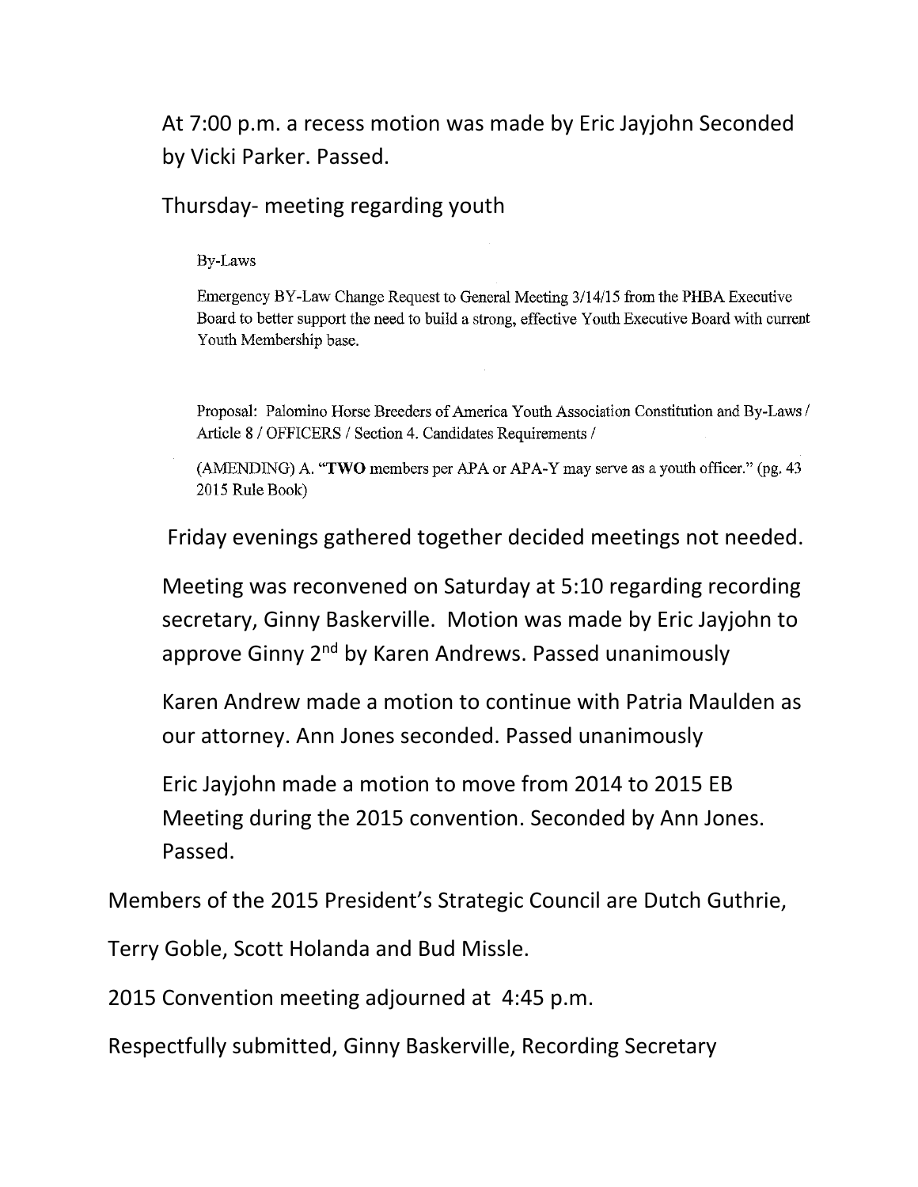At 7:00 p.m. a recess motion was made by Eric Jayjohn Seconded by Vicki Parker. Passed.

Thursday- meeting regarding youth

By-Laws

Emergency BY-Law Change Request to General Meeting 3/14/15 from the PHBA Executive Board to better support the need to build a strong, effective Youth Executive Board with current Youth Membership base.

Proposal: Palomino Horse Breeders of America Youth Association Constitution and By-Laws / Article 8 / OFFICERS / Section 4. Candidates Requirements /

(AMENDING) A. "**TWO** members per APA or APA-Y may serve as a youth officer." (pg. 43 2015 Rule Book)

Friday evenings gathered together decided meetings not needed.

Meeting was reconvened on Saturday at 5:10 regarding recording secretary, Ginny Baskerville. Motion was made by Eric Jayjohn to approve Ginny 2nd by Karen Andrews. Passed unanimously

Karen Andrew made a motion to continue with Patria Maulden as our attorney. Ann Jones seconded. Passed unanimously

Eric Jayjohn made a motion to move from 2014 to 2015 EB Meeting during the 2015 convention. Seconded by Ann Jones. Passed.

Members of the 2015 President's Strategic Council are Dutch Guthrie, Terry Goble, Scott Holanda and Bud Missle.

2015 Convention meeting adjourned at 4:45 p.m.

Respectfully submitted, Ginny Baskerville, Recording Secretary